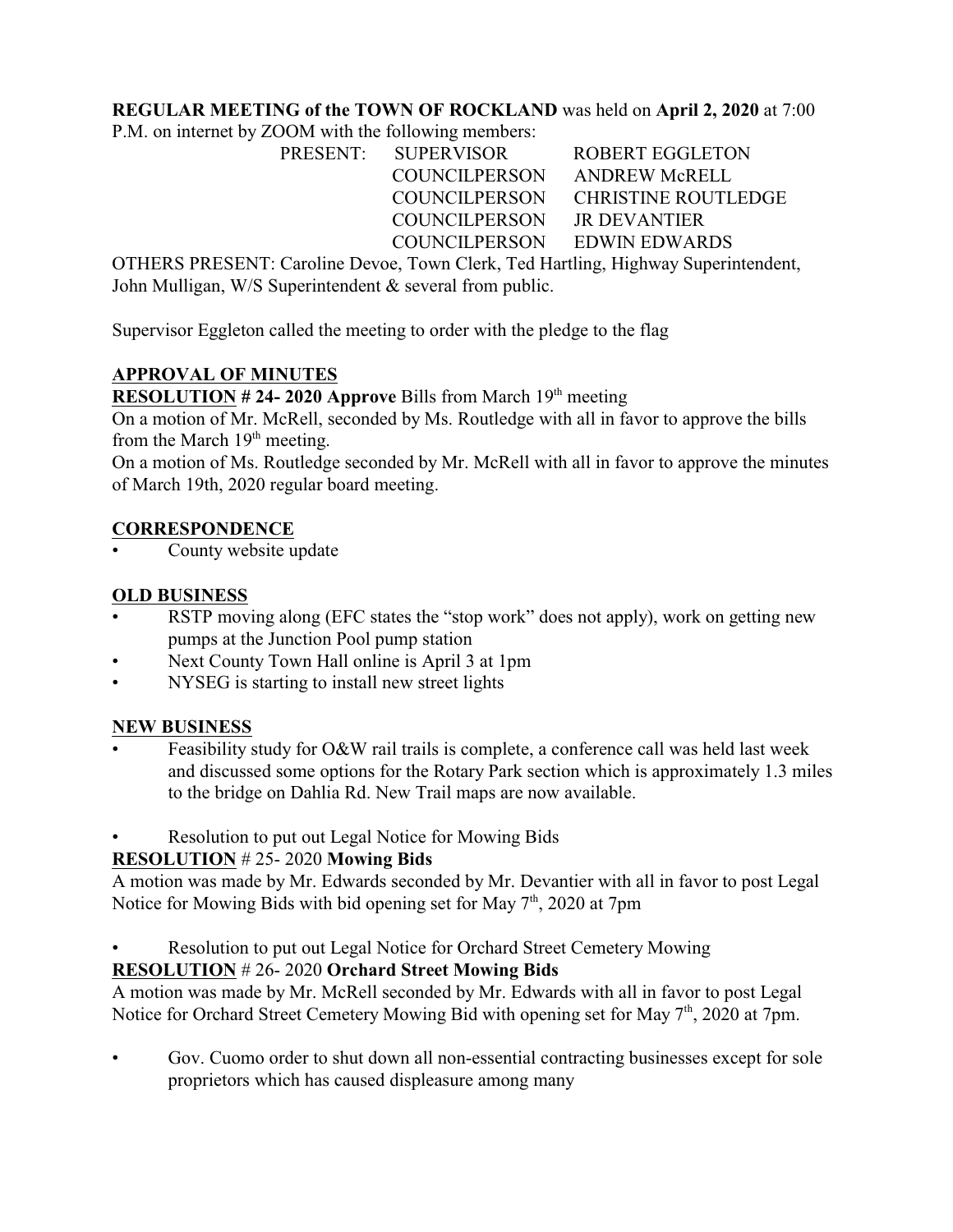**REGULAR MEETING of the TOWN OF ROCKLAND** was held on **April 2, 2020** at 7:00 P.M. on internet by ZOOM with the following members:

| PRESENT: | SUPERVISOR | ROBERT EGGLETON |
|---|---|---|
| | COUNCILPERSON | ANDREW McRELL |
| | COUNCILPERSON | CHRISTINE ROUTLEDGE |
| | COUNCILPERSON | JR DEVANTIER |
| | COUNCILPERSON | EDWIN EDWARDS |

OTHERS PRESENT: Caroline Devoe, Town Clerk, Ted Hartling, Highway Superintendent, John Mulligan, W/S Superintendent & several from public.

Supervisor Eggleton called the meeting to order with the pledge to the flag

## APPROVAL OF MINUTES

**RESOLUTION # 24- 2020 Approve** Bills from March 19th meeting

On a motion of Mr. McRell, seconded by Ms. Routledge with all in favor to approve the bills from the March 19th meeting.

On a motion of Ms. Routledge seconded by Mr. McRell with all in favor to approve the minutes of March 19th, 2020 regular board meeting.

## CORRESPONDENCE

- County website update

## OLD BUSINESS

- RSTP moving along (EFC states the "stop work" does not apply), work on getting new pumps at the Junction Pool pump station
- Next County Town Hall online is April 3 at 1pm
- NYSEG is starting to install new street lights

## NEW BUSINESS

- Feasibility study for O&W rail trails is complete, a conference call was held last week and discussed some options for the Rotary Park section which is approximately 1.3 miles to the bridge on Dahlia Rd. New Trail maps are now available.

- Resolution to put out Legal Notice for Mowing Bids

**RESOLUTION** # 25- 2020 **Mowing Bids**

A motion was made by Mr. Edwards seconded by Mr. Devantier with all in favor to post Legal Notice for Mowing Bids with bid opening set for May 7th, 2020 at 7pm

- Resolution to put out Legal Notice for Orchard Street Cemetery Mowing

**RESOLUTION** # 26- 2020 **Orchard Street Mowing Bids**

A motion was made by Mr. McRell seconded by Mr. Edwards with all in favor to post Legal Notice for Orchard Street Cemetery Mowing Bid with opening set for May 7th, 2020 at 7pm.

- Gov. Cuomo order to shut down all non-essential contracting businesses except for sole proprietors which has caused displeasure among many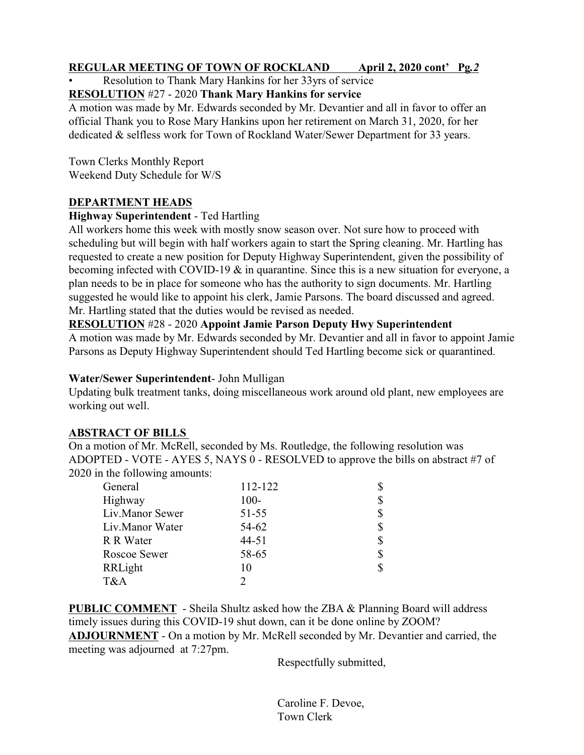**REGULAR MEETING OF TOWN OF ROCKLAND April 2, 2020 cont' Pg. *2***

- Resolution to Thank Mary Hankins for her 33yrs of service

**RESOLUTION** #27 - 2020 **Thank Mary Hankins for service**

A motion was made by Mr. Edwards seconded by Mr. Devantier and all in favor to offer an official Thank you to Rose Mary Hankins upon her retirement on March 31, 2020, for her dedicated & selfless work for Town of Rockland Water/Sewer Department for 33 years.

Town Clerks Monthly Report
Weekend Duty Schedule for W/S

**DEPARTMENT HEADS**

**Highway Superintendent** - Ted Hartling

All workers home this week with mostly snow season over. Not sure how to proceed with scheduling but will begin with half workers again to start the Spring cleaning. Mr. Hartling has requested to create a new position for Deputy Highway Superintendent, given the possibility of becoming infected with COVID-19 & in quarantine. Since this is a new situation for everyone, a plan needs to be in place for someone who has the authority to sign documents. Mr. Hartling suggested he would like to appoint his clerk, Jamie Parsons. The board discussed and agreed. Mr. Hartling stated that the duties would be revised as needed.

**RESOLUTION** #28 - 2020 **Appoint Jamie Parson Deputy Hwy Superintendent**

A motion was made by Mr. Edwards seconded by Mr. Devantier and all in favor to appoint Jamie Parsons as Deputy Highway Superintendent should Ted Hartling become sick or quarantined.

**Water/Sewer Superintendent**- John Mulligan

Updating bulk treatment tanks, doing miscellaneous work around old plant, new employees are working out well.

**ABSTRACT OF BILLS**

On a motion of Mr. McRell, seconded by Ms. Routledge, the following resolution was ADOPTED - VOTE - AYES 5, NAYS 0 - RESOLVED to approve the bills on abstract #7 of 2020 in the following amounts:

| | | |
|---|---|---|
| General | 112-122 | $ |
| Highway | 100- | $ |
| Liv.Manor Sewer | 51-55 | $ |
| Liv.Manor Water | 54-62 | $ |
| R R Water | 44-51 | $ |
| Roscoe Sewer | 58-65 | $ |
| RRLight | 10 | $ |
| T&A | 2 | |

**PUBLIC COMMENT** - Sheila Shultz asked how the ZBA & Planning Board will address timely issues during this COVID-19 shut down, can it be done online by ZOOM?

**ADJOURNMENT** - On a motion by Mr. McRell seconded by Mr. Devantier and carried, the meeting was adjourned at 7:27pm.

Respectfully submitted,

Caroline F. Devoe,
Town Clerk